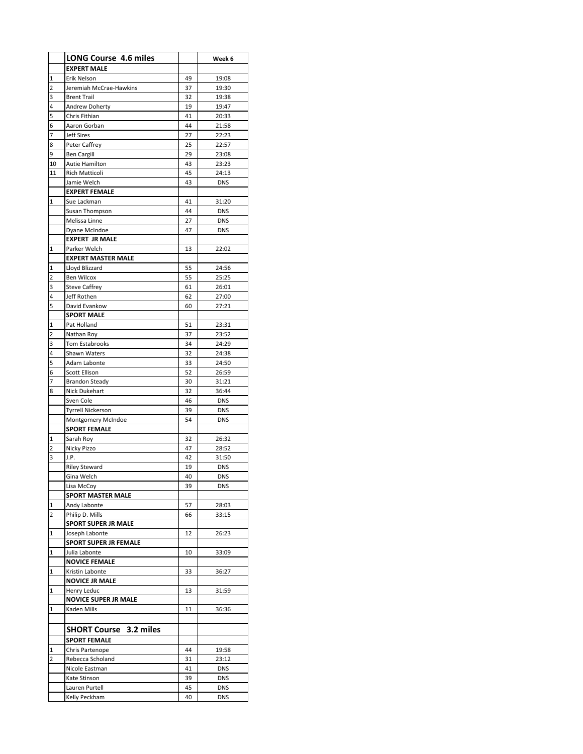| | LONG Course 4.6 miles | | Week 6 |
|---|---|---|---|
| | **EXPERT MALE** | | |
| 1 | Erik Nelson | 49 | 19:08 |
| 2 | Jeremiah McCrae-Hawkins | 37 | 19:30 |
| 3 | Brent Trail | 32 | 19:38 |
| 4 | Andrew Doherty | 19 | 19:47 |
| 5 | Chris Fithian | 41 | 20:33 |
| 6 | Aaron Gorban | 44 | 21:58 |
| 7 | Jeff Sires | 27 | 22:23 |
| 8 | Peter Caffrey | 25 | 22:57 |
| 9 | Ben Cargill | 29 | 23:08 |
| 10 | Autie Hamilton | 43 | 23:23 |
| 11 | Rich Matticoli | 45 | 24:13 |
| | Jamie Welch | 43 | DNS |
| | **EXPERT FEMALE** | | |
| 1 | Sue Lackman | 41 | 31:20 |
| | Susan Thompson | 44 | DNS |
| | Melissa Linne | 27 | DNS |
| | Dyane McIndoe | 47 | DNS |
| | **EXPERT JR MALE** | | |
| 1 | Parker Welch | 13 | 22:02 |
| | **EXPERT MASTER MALE** | | |
| 1 | Lloyd Blizzard | 55 | 24:56 |
| 2 | Ben Wilcox | 55 | 25:25 |
| 3 | Steve Caffrey | 61 | 26:01 |
| 4 | Jeff Rothen | 62 | 27:00 |
| 5 | David Evankow | 60 | 27:21 |
| | **SPORT MALE** | | |
| 1 | Pat Holland | 51 | 23:31 |
| 2 | Nathan Roy | 37 | 23:52 |
| 3 | Tom Estabrooks | 34 | 24:29 |
| 4 | Shawn Waters | 32 | 24:38 |
| 5 | Adam Labonte | 33 | 24:50 |
| 6 | Scott Ellison | 52 | 26:59 |
| 7 | Brandon Steady | 30 | 31:21 |
| 8 | Nick Dukehart | 32 | 36:44 |
| | Sven Cole | 46 | DNS |
| | Tyrrell Nickerson | 39 | DNS |
| | Montgomery McIndoe | 54 | DNS |
| | **SPORT FEMALE** | | |
| 1 | Sarah Roy | 32 | 26:32 |
| 2 | Nicky Pizzo | 47 | 28:52 |
| 3 | J.P. | 42 | 31:50 |
| | Riley Steward | 19 | DNS |
| | Gina Welch | 40 | DNS |
| | Lisa McCoy | 39 | DNS |
| | **SPORT MASTER MALE** | | |
| 1 | Andy Labonte | 57 | 28:03 |
| 2 | Philip D. Mills | 66 | 33:15 |
| | **SPORT SUPER JR MALE** | | |
| 1 | Joseph Labonte | 12 | 26:23 |
| | **SPORT SUPER JR FEMALE** | | |
| 1 | Julia Labonte | 10 | 33:09 |
| | **NOVICE FEMALE** | | |
| 1 | Kristin Labonte | 33 | 36:27 |
| | **NOVICE JR MALE** | | |
| 1 | Henry Leduc | 13 | 31:59 |
| | **NOVICE SUPER JR MALE** | | |
| 1 | Kaden Mills | 11 | 36:36 |
| | | | |
| | **SHORT Course 3.2 miles** | | |
| | **SPORT FEMALE** | | |
| 1 | Chris Partenope | 44 | 19:58 |
| 2 | Rebecca Scholand | 31 | 23:12 |
| | Nicole Eastman | 41 | DNS |
| | Kate Stinson | 39 | DNS |
| | Lauren Purtell | 45 | DNS |
| | Kelly Peckham | 40 | DNS |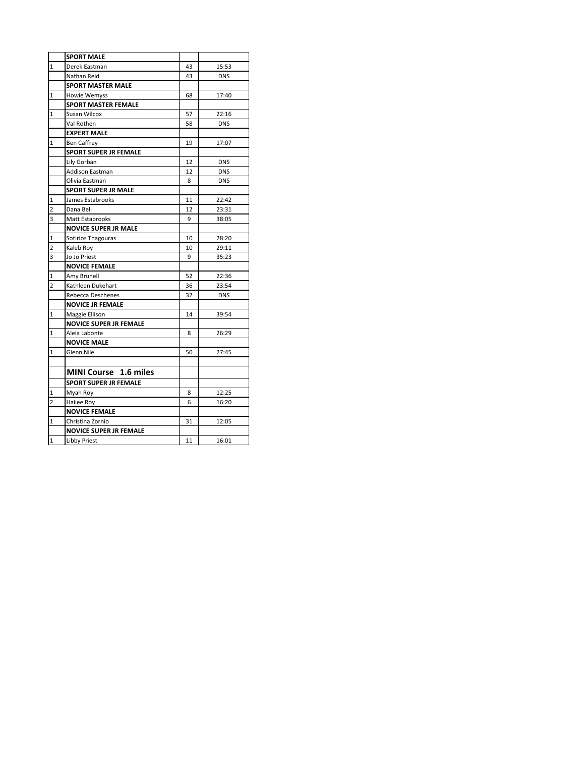| | | | |
|---|---|---|---|
| | **SPORT MALE** | | |
| 1 | Derek Eastman | 43 | 15:53 |
| | Nathan Reid | 43 | DNS |
| | **SPORT MASTER MALE** | | |
| 1 | Howie Wemyss | 68 | 17:40 |
| | **SPORT MASTER FEMALE** | | |
| 1 | Susan Wilcox | 57 | 22:16 |
| | Val Rothen | 58 | DNS |
| | **EXPERT MALE** | | |
| 1 | Ben Caffrey | 19 | 17:07 |
| | **SPORT SUPER JR FEMALE** | | |
| | Lily Gorban | 12 | DNS |
| | Addison Eastman | 12 | DNS |
| | Olivia Eastman | 8 | DNS |
| | **SPORT SUPER JR MALE** | | |
| 1 | James Estabrooks | 11 | 22:42 |
| 2 | Dana Bell | 12 | 23:31 |
| 3 | Matt Estabrooks | 9 | 38:05 |
| | **NOVICE SUPER JR MALE** | | |
| 1 | Sotirios Thagouras | 10 | 28:20 |
| 2 | Kaleb Roy | 10 | 29:11 |
| 3 | Jo Jo Priest | 9 | 35:23 |
| | **NOVICE FEMALE** | | |
| 1 | Amy Brunell | 52 | 22:36 |
| 2 | Kathleen Dukehart | 36 | 23:54 |
| | Rebecca Deschenes | 32 | DNS |
| | **NOVICE JR FEMALE** | | |
| 1 | Maggie Ellison | 14 | 39:54 |
| | **NOVICE SUPER JR FEMALE** | | |
| 1 | Aleia Labonte | 8 | 26:29 |
| | **NOVICE MALE** | | |
| 1 | Glenn Nile | 50 | 27:45 |
| | | | |
| | **MINI Course 1.6 miles** | | |
| | **SPORT SUPER JR FEMALE** | | |
| 1 | Myah Roy | 8 | 12:25 |
| 2 | Hailee Roy | 6 | 16:20 |
| | **NOVICE FEMALE** | | |
| 1 | Christina Zornio | 31 | 12:05 |
| | **NOVICE SUPER JR FEMALE** | | |
| 1 | Libby Priest | 11 | 16:01 |